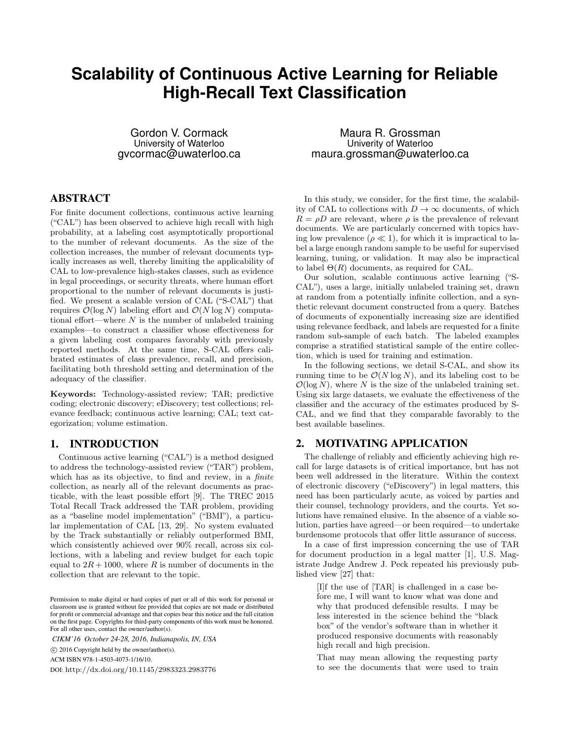# Scalability of Continuous Active Learning for Reliable High-Recall Text Classification

Gordon V. Cormack
University of Waterloo
gvcormac@uwaterloo.ca

Maura R. Grossman
Univerity of Waterloo
maura.grossman@uwaterloo.ca

## ABSTRACT

For finite document collections, continuous active learning ("CAL") has been observed to achieve high recall with high probability, at a labeling cost asymptotically proportional to the number of relevant documents. As the size of the collection increases, the number of relevant documents typically increases as well, thereby limiting the applicability of CAL to low-prevalence high-stakes classes, such as evidence in legal proceedings, or security threats, where human effort proportional to the number of relevant documents is justified. We present a scalable version of CAL ("S-CAL") that requires $\mathcal{O}(\log N)$ labeling effort and $\mathcal{O}(N \log N)$ computational effort—where $N$ is the number of unlabeled training examples—to construct a classifier whose effectiveness for a given labeling cost compares favorably with previously reported methods. At the same time, S-CAL offers calibrated estimates of class prevalence, recall, and precision, facilitating both threshold setting and determination of the adequacy of the classifier.

**Keywords:** Technology-assisted review; TAR; predictive coding; electronic discovery; eDiscovery; test collections; relevance feedback; continuous active learning; CAL; text categorization; volume estimation.

## 1. INTRODUCTION

Continuous active learning ("CAL") is a method designed to address the technology-assisted review ("TAR") problem, which has as its objective, to find and review, in a *finite* collection, as nearly all of the relevant documents as practicable, with the least possible effort [9]. The TREC 2015 Total Recall Track addressed the TAR problem, providing as a "baseline model implementation" ("BMI"), a particular implementation of CAL [13, 29]. No system evaluated by the Track substantially or reliably outperformed BMI, which consistently achieved over 90% recall, across six collections, with a labeling and review budget for each topic equal to $2R + 1000$, where $R$ is number of documents in the collection that are relevant to the topic.

Permission to make digital or hard copies of part or all of this work for personal or classroom use is granted without fee provided that copies are not made or distributed for profit or commercial advantage and that copies bear this notice and the full citation on the first page. Copyrights for third-party components of this work must be honored. For all other uses, contact the owner/author(s).

*CIKM'16 October 24-28, 2016, Indianapolis, IN, USA*

© 2016 Copyright held by the owner/author(s).

ACM ISBN 978-1-4503-4073-1/16/10.

DOI: http://dx.doi.org/10.1145/2983323.2983776

In this study, we consider, for the first time, the scalability of CAL to collections with $D \to \infty$ documents, of which $R = \rho D$ are relevant, where $\rho$ is the prevalence of relevant documents. We are particularly concerned with topics having low prevalence ($\rho \ll 1$), for which it is impractical to label a large enough random sample to be useful for supervised learning, tuning, or validation. It may also be impractical to label $\Theta(R)$ documents, as required for CAL.

Our solution, scalable continuous active learning ("S-CAL"), uses a large, initially unlabeled training set, drawn at random from a potentially infinite collection, and a synthetic relevant document constructed from a query. Batches of documents of exponentially increasing size are identified using relevance feedback, and labels are requested for a finite random sub-sample of each batch. The labeled examples comprise a stratified statistical sample of the entire collection, which is used for training and estimation.

In the following sections, we detail S-CAL, and show its running time to be $\mathcal{O}(N \log N)$, and its labeling cost to be $\mathcal{O}(\log N)$, where $N$ is the size of the unlabeled training set. Using six large datasets, we evaluate the effectiveness of the classifier and the accuracy of the estimates produced by S-CAL, and we find that they comparable favorably to the best available baselines.

## 2. MOTIVATING APPLICATION

The challenge of reliably and efficiently achieving high recall for large datasets is of critical importance, but has not been well addressed in the literature. Within the context of electronic discovery ("eDiscovery") in legal matters, this need has been particularly acute, as voiced by parties and their counsel, technology providers, and the courts. Yet solutions have remained elusive. In the absence of a viable solution, parties have agreed—or been required—to undertake burdensome protocols that offer little assurance of success.

In a case of first impression concerning the use of TAR for document production in a legal matter [1], U.S. Magistrate Judge Andrew J. Peck repeated his previously published view [27] that:

> [I]f the use of [TAR] is challenged in a case before me, I will want to know what was done and why that produced defensible results. I may be less interested in the science behind the "black box" of the vendor's software than in whether it produced responsive documents with reasonably high recall and high precision.
>
> That may mean allowing the requesting party to see the documents that were used to train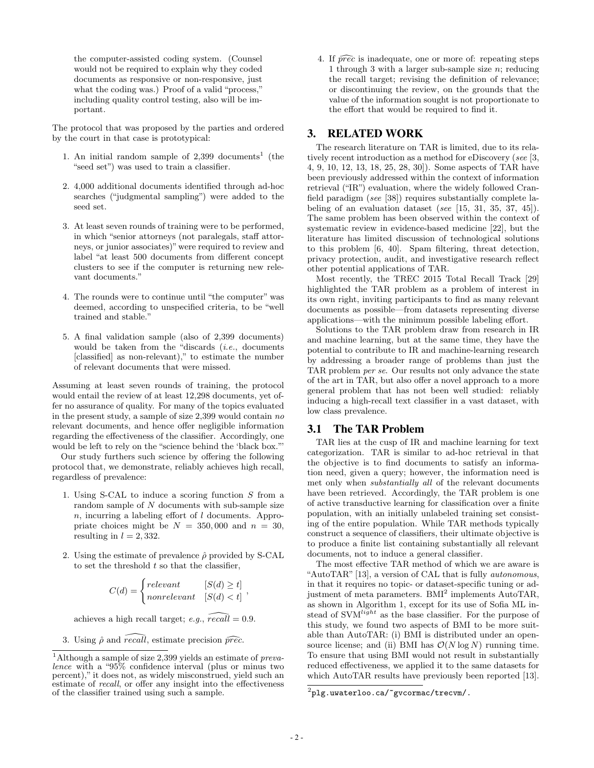the computer-assisted coding system. (Counsel would not be required to explain why they coded documents as responsive or non-responsive, just what the coding was.) Proof of a valid "process," including quality control testing, also will be important.

The protocol that was proposed by the parties and ordered by the court in that case is prototypical:

1. An initial random sample of 2,399 documents[1] (the "seed set") was used to train a classifier.

2. 4,000 additional documents identified through ad-hoc searches ("judgmental sampling") were added to the seed set.

3. At least seven rounds of training were to be performed, in which "senior attorneys (not paralegals, staff attorneys, or junior associates)" were required to review and label "at least 500 documents from different concept clusters to see if the computer is returning new relevant documents."

4. The rounds were to continue until "the computer" was deemed, according to unspecified criteria, to be "well trained and stable."

5. A final validation sample (also of 2,399 documents) would be taken from the "discards (*i.e.*, documents [classified] as non-relevant)," to estimate the number of relevant documents that were missed.

Assuming at least seven rounds of training, the protocol would entail the review of at least 12,298 documents, yet offer no assurance of quality. For many of the topics evaluated in the present study, a sample of size 2,399 would contain *no* relevant documents, and hence offer negligible information regarding the effectiveness of the classifier. Accordingly, one would be left to rely on the "science behind the 'black box.'"

Our study furthers such science by offering the following protocol that, we demonstrate, reliably achieves high recall, regardless of prevalence:

1. Using S-CAL to induce a scoring function $S$ from a random sample of $N$ documents with sub-sample size $n$, incurring a labeling effort of $l$ documents. Appropriate choices might be $N = 350,000$ and $n = 30$, resulting in $l = 2,332$.

2. Using the estimate of prevalence $\hat{\rho}$ provided by S-CAL to set the threshold $t$ so that the classifier,

$$C(d) = \begin{cases} relevant & [S(d) \geq t] \\ nonrelevant & [S(d) < t] \end{cases},$$

achieves a high recall target; *e.g.*, $\widehat{recall} = 0.9$.

3. Using $\hat{\rho}$ and $\widehat{recall}$, estimate precision $\widehat{prec}$.

4. If $\widehat{prec}$ is inadequate, one or more of: repeating steps 1 through 3 with a larger sub-sample size $n$; reducing the recall target; revising the definition of relevance; or discontinuing the review, on the grounds that the value of the information sought is not proportionate to the effort that would be required to find it.

[1] Although a sample of size 2,399 yields an estimate of *prevalence* with a "95% confidence interval (plus or minus two percent)," it does not, as widely misconstrued, yield such an estimate of *recall*, or offer any insight into the effectiveness of the classifier trained using such a sample.

## 3. RELATED WORK

The research literature on TAR is limited, due to its relatively recent introduction as a method for eDiscovery (*see* [3, 4, 9, 10, 12, 13, 18, 25, 28, 30]). Some aspects of TAR have been previously addressed within the context of information retrieval ("IR") evaluation, where the widely followed Cranfield paradigm (*see* [38]) requires substantially complete labeling of an evaluation dataset (*see* [15, 31, 35, 37, 45]). The same problem has been observed within the context of systematic review in evidence-based medicine [22], but the literature has limited discussion of technological solutions to this problem [6, 40]. Spam filtering, threat detection, privacy protection, audit, and investigative research reflect other potential applications of TAR.

Most recently, the TREC 2015 Total Recall Track [29] highlighted the TAR problem as a problem of interest in its own right, inviting participants to find as many relevant documents as possible—from datasets representing diverse applications—with the minimum possible labeling effort.

Solutions to the TAR problem draw from research in IR and machine learning, but at the same time, they have the potential to contribute to IR and machine-learning research by addressing a broader range of problems than just the TAR problem *per se*. Our results not only advance the state of the art in TAR, but also offer a novel approach to a more general problem that has not been well studied: reliably inducing a high-recall text classifier in a vast dataset, with low class prevalence.

### 3.1 The TAR Problem

TAR lies at the cusp of IR and machine learning for text categorization. TAR is similar to ad-hoc retrieval in that the objective is to find documents to satisfy an information need, given a query; however, the information need is met only when *substantially all* of the relevant documents have been retrieved. Accordingly, the TAR problem is one of active transductive learning for classification over a finite population, with an initially unlabeled training set consisting of the entire population. While TAR methods typically construct a sequence of classifiers, their ultimate objective is to produce a finite list containing substantially all relevant documents, not to induce a general classifier.

The most effective TAR method of which we are aware is "AutoTAR" [13], a version of CAL that is fully *autonomous*, in that it requires no topic- or dataset-specific tuning or adjustment of meta parameters. BMI[2] implements AutoTAR, as shown in Algorithm 1, except for its use of Sofia ML instead of SVM$^{light}$ as the base classifier. For the purpose of this study, we found two aspects of BMI to be more suitable than AutoTAR: (i) BMI is distributed under an open-source license; and (ii) BMI has $\mathcal{O}(N \log N)$ running time. To ensure that using BMI would not result in substantially reduced effectiveness, we applied it to the same datasets for which AutoTAR results have previously been reported [13].

[2] plg.uwaterloo.ca/~gvcormac/trecvm/.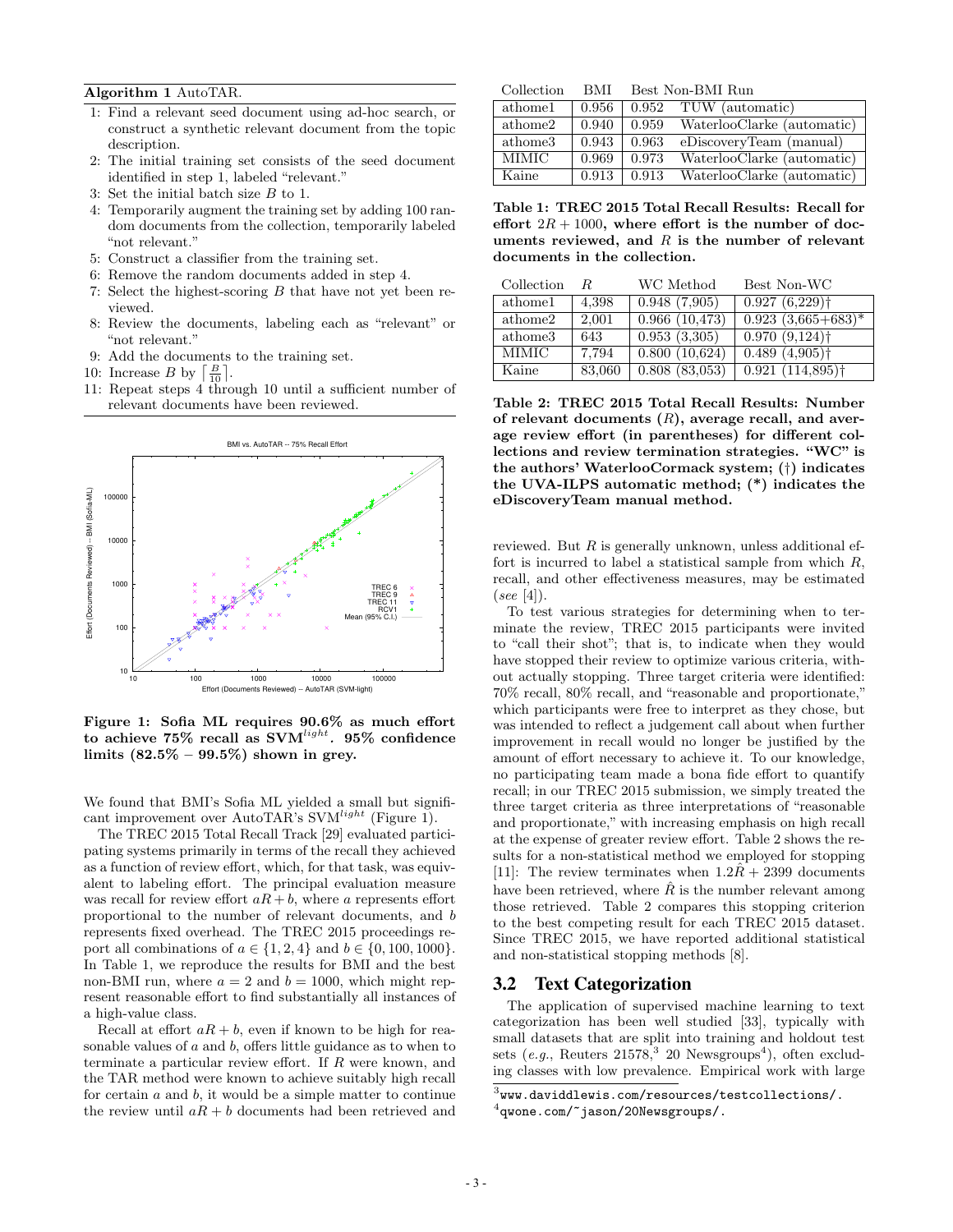**Algorithm 1** AutoTAR.

1: Find a relevant seed document using ad-hoc search, or construct a synthetic relevant document from the topic description.
2: The initial training set consists of the seed document identified in step 1, labeled "relevant."
3: Set the initial batch size $B$ to 1.
4: Temporarily augment the training set by adding 100 random documents from the collection, temporarily labeled "not relevant."
5: Construct a classifier from the training set.
6: Remove the random documents added in step 4.
7: Select the highest-scoring $B$ that have not yet been reviewed.
8: Review the documents, labeling each as "relevant" or "not relevant."
9: Add the documents to the training set.
10: Increase $B$ by $\lceil \frac{B}{10} \rceil$.
11: Repeat steps 4 through 10 until a sufficient number of relevant documents have been reviewed.

BMI vs. AutoTAR -- 75% Recall Effort

Effort (Documents Reviewed) -- BMI (Sofia-ML)

Effort (Documents Reviewed) -- AutoTAR (SVM-light)

10
100
1000
10000
100000

TREC 6
TREC 9
TREC 11
RCV1
Mean (95% C.I.)

**Figure 1: Sofia ML requires 90.6% as much effort to achieve 75% recall as SVM$^{light}$. 95% confidence limits (82.5% – 99.5%) shown in grey.**

We found that BMI's Sofia ML yielded a small but significant improvement over AutoTAR's SVM$^{light}$ (Figure 1).

The TREC 2015 Total Recall Track [29] evaluated participating systems primarily in terms of the recall they achieved as a function of review effort, which, for that task, was equivalent to labeling effort. The principal evaluation measure was recall for review effort $aR + b$, where $a$ represents effort proportional to the number of relevant documents, and $b$ represents fixed overhead. The TREC 2015 proceedings report all combinations of $a \in \{1, 2, 4\}$ and $b \in \{0, 100, 1000\}$. In Table 1, we reproduce the results for BMI and the best non-BMI run, where $a = 2$ and $b = 1000$, which might represent reasonable effort to find substantially all instances of a high-value class.

Recall at effort $aR + b$, even if known to be high for reasonable values of $a$ and $b$, offers little guidance as to when to terminate a particular review effort. If $R$ were known, and the TAR method were known to achieve suitably high recall for certain $a$ and $b$, it would be a simple matter to continue the review until $aR + b$ documents had been retrieved and reviewed. But $R$ is generally unknown, unless additional effort is incurred to label a statistical sample from which $R$, recall, and other effectiveness measures, may be estimated (*see* [4]).

| Collection | BMI | Best Non-BMI Run | |
|---|---|---|---|
| athome1 | 0.956 | 0.952 | TUW (automatic) |
| athome2 | 0.940 | 0.959 | WaterlooClarke (automatic) |
| athome3 | 0.943 | 0.963 | eDiscoveryTeam (manual) |
| MIMIC | 0.969 | 0.973 | WaterlooClarke (automatic) |
| Kaine | 0.913 | 0.913 | WaterlooClarke (automatic) |

**Table 1: TREC 2015 Total Recall Results: Recall for effort $2R + 1000$, where effort is the number of documents reviewed, and $R$ is the number of relevant documents in the collection.**

| Collection | $R$ | WC Method | Best Non-WC |
|---|---|---|---|
| athome1 | 4,398 | 0.948 (7,905) | 0.927 (6,229)† |
| athome2 | 2,001 | 0.966 (10,473) | 0.923 (3,665+683)* |
| athome3 | 643 | 0.953 (3,305) | 0.970 (9,124)† |
| MIMIC | 7,794 | 0.800 (10,624) | 0.489 (4,905)† |
| Kaine | 83,060 | 0.808 (83,053) | 0.921 (114,895)† |

**Table 2: TREC 2015 Total Recall Results: Number of relevant documents ($R$), average recall, and average review effort (in parentheses) for different collections and review termination strategies. "WC" is the authors' WaterlooCormack system; (†) indicates the UVA-ILPS automatic method; (*) indicates the eDiscoveryTeam manual method.**

To test various strategies for determining when to terminate the review, TREC 2015 participants were invited to "call their shot"; that is, to indicate when they would have stopped their review to optimize various criteria, without actually stopping. Three target criteria were identified: 70% recall, 80% recall, and "reasonable and proportionate," which participants were free to interpret as they chose, but was intended to reflect a judgement call about when further improvement in recall would no longer be justified by the amount of effort necessary to achieve it. To our knowledge, no participating team made a bona fide effort to quantify recall; in our TREC 2015 submission, we simply treated the three target criteria as three interpretations of "reasonable and proportionate," with increasing emphasis on high recall at the expense of greater review effort. Table 2 shows the results for a non-statistical method we employed for stopping [11]: The review terminates when $1.2\hat{R} + 2399$ documents have been retrieved, where $\hat{R}$ is the number relevant among those retrieved. Table 2 compares this stopping criterion to the best competing result for each TREC 2015 dataset. Since TREC 2015, we have reported additional statistical and non-statistical stopping methods [8].

## 3.2 Text Categorization

The application of supervised machine learning to text categorization has been well studied [33], typically with small datasets that are split into training and holdout test sets (*e.g.*, Reuters 21578,[3] 20 Newsgroups[4]), often excluding classes with low prevalence. Empirical work with large

[3] www.daviddlewis.com/resources/testcollections/.

[4] qwone.com/~jason/20Newsgroups/.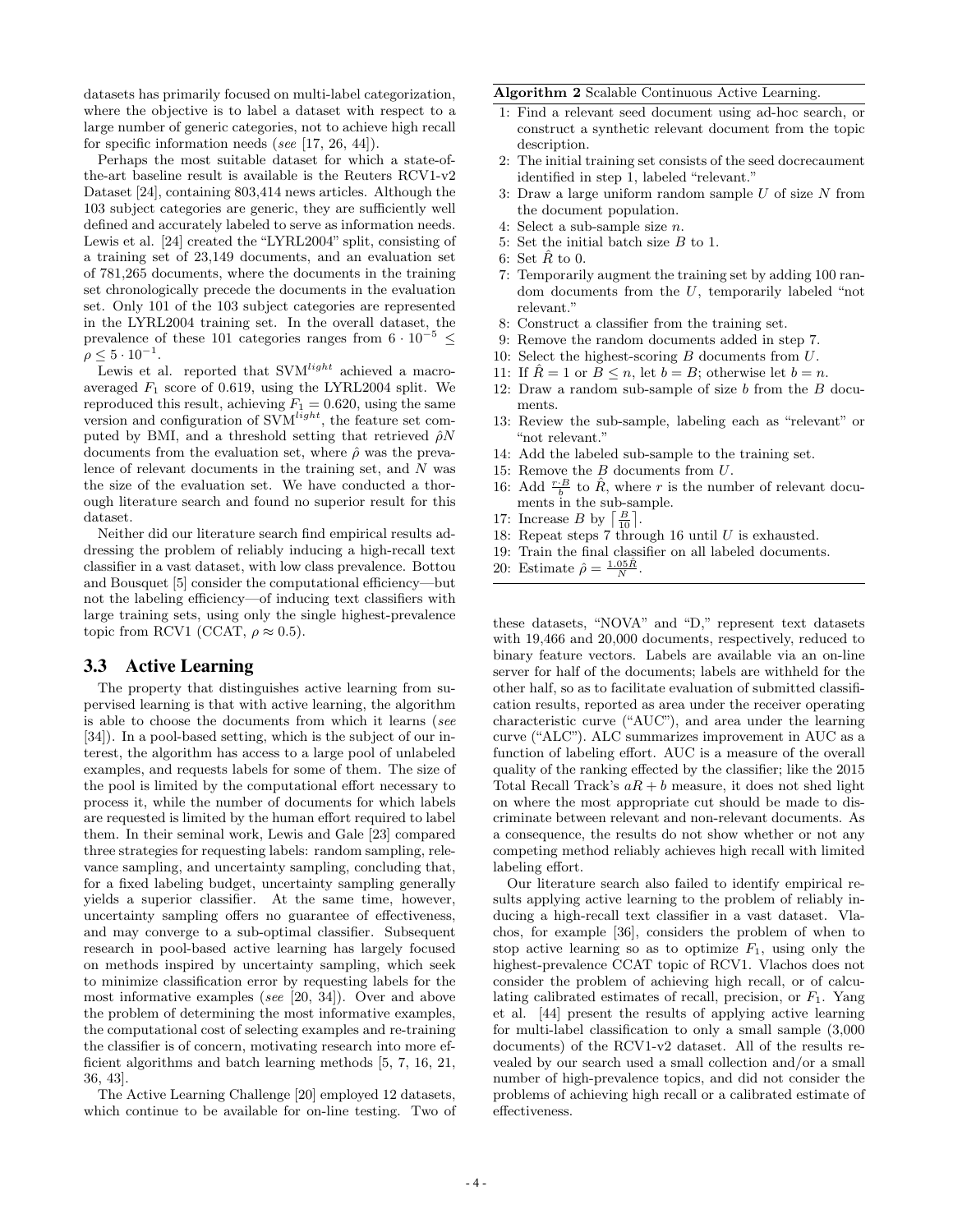datasets has primarily focused on multi-label categorization, where the objective is to label a dataset with respect to a large number of generic categories, not to achieve high recall for specific information needs (*see* [17, 26, 44]).

Perhaps the most suitable dataset for which a state-of-the-art baseline result is available is the Reuters RCV1-v2 Dataset [24], containing 803,414 news articles. Although the 103 subject categories are generic, they are sufficiently well defined and accurately labeled to serve as information needs. Lewis et al. [24] created the "LYRL2004" split, consisting of a training set of 23,149 documents, and an evaluation set of 781,265 documents, where the documents in the training set chronologically precede the documents in the evaluation set. Only 101 of the 103 subject categories are represented in the LYRL2004 training set. In the overall dataset, the prevalence of these 101 categories ranges from $6 \cdot 10^{-5} \leq \rho \leq 5 \cdot 10^{-1}$.

Lewis et al. reported that SVM$^{light}$ achieved a macro-averaged $F_1$ score of 0.619, using the LYRL2004 split. We reproduced this result, achieving $F_1 = 0.620$, using the same version and configuration of SVM$^{light}$, the feature set computed by BMI, and a threshold setting that retrieved $\hat{\rho}N$ documents from the evaluation set, where $\hat{\rho}$ was the prevalence of relevant documents in the training set, and $N$ was the size of the evaluation set. We have conducted a thorough literature search and found no superior result for this dataset.

Neither did our literature search find empirical results addressing the problem of reliably inducing a high-recall text classifier in a vast dataset, with low class prevalence. Bottou and Bousquet [5] consider the computational efficiency—but not the labeling efficiency—of inducing text classifiers with large training sets, using only the single highest-prevalence topic from RCV1 (CCAT, $\rho \approx 0.5$).

### 3.3 Active Learning

The property that distinguishes active learning from supervised learning is that with active learning, the algorithm is able to choose the documents from which it learns (*see* [34]). In a pool-based setting, which is the subject of our interest, the algorithm has access to a large pool of unlabeled examples, and requests labels for some of them. The size of the pool is limited by the computational effort necessary to process it, while the number of documents for which labels are requested is limited by the human effort required to label them. In their seminal work, Lewis and Gale [23] compared three strategies for requesting labels: random sampling, relevance sampling, and uncertainty sampling, concluding that, for a fixed labeling budget, uncertainty sampling generally yields a superior classifier. At the same time, however, uncertainty sampling offers no guarantee of effectiveness, and may converge to a sub-optimal classifier. Subsequent research in pool-based active learning has largely focused on methods inspired by uncertainty sampling, which seek to minimize classification error by requesting labels for the most informative examples (*see* [20, 34]). Over and above the problem of determining the most informative examples, the computational cost of selecting examples and re-training the classifier is of concern, motivating research into more efficient algorithms and batch learning methods [5, 7, 16, 21, 36, 43].

The Active Learning Challenge [20] employed 12 datasets, which continue to be available for on-line testing. Two of these datasets, "NOVA" and "D," represent text datasets with 19,466 and 20,000 documents, respectively, reduced to binary feature vectors. Labels are available via an on-line server for half of the documents; labels are withheld for the other half, so as to facilitate evaluation of submitted classification results, reported as area under the receiver operating characteristic curve ("AUC"), and area under the learning curve ("ALC"). ALC summarizes improvement in AUC as a function of labeling effort. AUC is a measure of the overall quality of the ranking effected by the classifier; like the 2015 Total Recall Track's $aR + b$ measure, it does not shed light on where the most appropriate cut should be made to discriminate between relevant and non-relevant documents. As a consequence, the results do not show whether or not any competing method reliably achieves high recall with limited labeling effort.

Our literature search also failed to identify empirical results applying active learning to the problem of reliably inducing a high-recall text classifier in a vast dataset. Vlachos, for example [36], considers the problem of when to stop active learning so as to optimize $F_1$, using only the highest-prevalence CCAT topic of RCV1. Vlachos does not consider the problem of achieving high recall, or of calculating calibrated estimates of recall, precision, or $F_1$. Yang et al. [44] present the results of applying active learning for multi-label classification to only a small sample (3,000 documents) of the RCV1-v2 dataset. All of the results revealed by our search used a small collection and/or a small number of high-prevalence topics, and did not consider the problems of achieving high recall or a calibrated estimate of effectiveness.

**Algorithm 2** Scalable Continuous Active Learning.

1: Find a relevant seed document using ad-hoc search, or construct a synthetic relevant document from the topic description.
2: The initial training set consists of the seed docrecaument identified in step 1, labeled "relevant."
3: Draw a large uniform random sample $U$ of size $N$ from the document population.
4: Select a sub-sample size $n$.
5: Set the initial batch size $B$ to 1.
6: Set $\hat{R}$ to 0.
7: Temporarily augment the training set by adding 100 random documents from the $U$, temporarily labeled "not relevant."
8: Construct a classifier from the training set.
9: Remove the random documents added in step 7.
10: Select the highest-scoring $B$ documents from $U$.
11: If $\hat{R} = 1$ or $B \leq n$, let $b = B$; otherwise let $b = n$.
12: Draw a random sub-sample of size $b$ from the $B$ documents.
13: Review the sub-sample, labeling each as "relevant" or "not relevant."
14: Add the labeled sub-sample to the training set.
15: Remove the $B$ documents from $U$.
16: Add $\frac{r \cdot B}{b}$ to $\hat{R}$, where $r$ is the number of relevant documents in the sub-sample.
17: Increase $B$ by $\left\lceil \frac{B}{10} \right\rceil$.
18: Repeat steps 7 through 16 until $U$ is exhausted.
19: Train the final classifier on all labeled documents.
20: Estimate $\hat{\rho} = \frac{1.05\hat{R}}{N}$.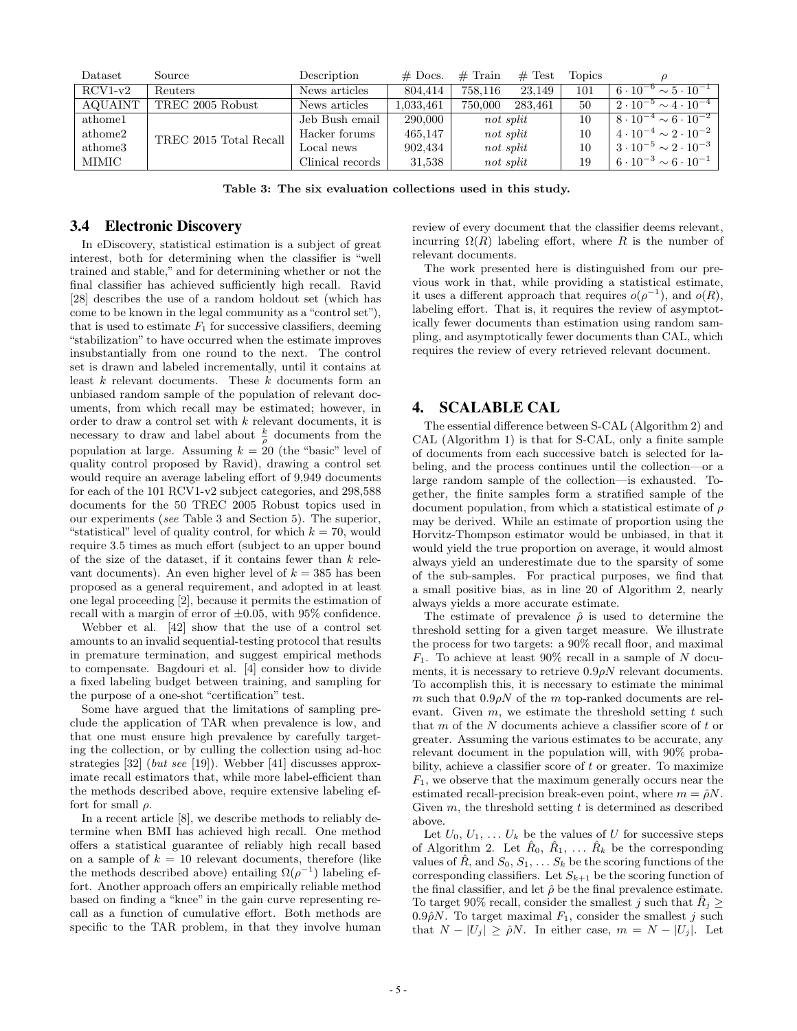| Dataset | Source | Description | # Docs. | # Train | # Test | Topics | $\rho$ |
|---|---|---|---|---|---|---|---|
| RCV1-v2 | Reuters | News articles | 804,414 | 758,116 | 23,149 | 101 | $6 \cdot 10^{-6} \sim 5 \cdot 10^{-1}$ |
| AQUAINT | TREC 2005 Robust | News articles | 1,033,461 | 750,000 | 283,461 | 50 | $2 \cdot 10^{-5} \sim 4 \cdot 10^{-4}$ |
| athome1 | TREC 2015 Total Recall | Jeb Bush email | 290,000 | *not split* | | 10 | $8 \cdot 10^{-4} \sim 6 \cdot 10^{-2}$ |
| athome2 | | Hacker forums | 465,147 | *not split* | | 10 | $4 \cdot 10^{-4} \sim 2 \cdot 10^{-2}$ |
| athome3 | | Local news | 902,434 | *not split* | | 10 | $3 \cdot 10^{-5} \sim 2 \cdot 10^{-3}$ |
| MIMIC | | Clinical records | 31,538 | *not split* | | 19 | $6 \cdot 10^{-3} \sim 6 \cdot 10^{-1}$ |

**Table 3: The six evaluation collections used in this study.**

### 3.4 Electronic Discovery

In eDiscovery, statistical estimation is a subject of great interest, both for determining when the classifier is "well trained and stable," and for determining whether or not the final classifier has achieved sufficiently high recall. Ravid [28] describes the use of a random holdout set (which has come to be known in the legal community as a "control set"), that is used to estimate $F_1$ for successive classifiers, deeming "stabilization" to have occurred when the estimate improves insubstantially from one round to the next. The control set is drawn and labeled incrementally, until it contains at least $k$ relevant documents. These $k$ documents form an unbiased random sample of the population of relevant documents, from which recall may be estimated; however, in order to draw a control set with $k$ relevant documents, it is necessary to draw and label about $\frac{k}{\rho}$ documents from the population at large. Assuming $k = 20$ (the "basic" level of quality control proposed by Ravid), drawing a control set would require an average labeling effort of 9,949 documents for each of the 101 RCV1-v2 subject categories, and 298,588 documents for the 50 TREC 2005 Robust topics used in our experiments (*see* Table 3 and Section 5). The superior, "statistical" level of quality control, for which $k = 70$, would require 3.5 times as much effort (subject to an upper bound of the size of the dataset, if it contains fewer than $k$ relevant documents). An even higher level of $k = 385$ has been proposed as a general requirement, and adopted in at least one legal proceeding [2], because it permits the estimation of recall with a margin of error of $\pm 0.05$, with 95% confidence.

Webber et al. [42] show that the use of a control set amounts to an invalid sequential-testing protocol that results in premature termination, and suggest empirical methods to compensate. Bagdouri et al. [4] consider how to divide a fixed labeling budget between training, and sampling for the purpose of a one-shot "certification" test.

Some have argued that the limitations of sampling preclude the application of TAR when prevalence is low, and that one must ensure high prevalence by carefully targeting the collection, or by culling the collection using ad-hoc strategies [32] (*but see* [19]). Webber [41] discusses approximate recall estimators that, while more label-efficient than the methods described above, require extensive labeling effort for small $\rho$.

In a recent article [8], we describe methods to reliably determine when BMI has achieved high recall. One method offers a statistical guarantee of reliably high recall based on a sample of $k = 10$ relevant documents, therefore (like the methods described above) entailing $\Omega(\rho^{-1})$ labeling effort. Another approach offers an empirically reliable method based on finding a "knee" in the gain curve representing recall as a function of cumulative effort. Both methods are specific to the TAR problem, in that they involve human review of every document that the classifier deems relevant, incurring $\Omega(R)$ labeling effort, where $R$ is the number of relevant documents.

The work presented here is distinguished from our previous work in that, while providing a statistical estimate, it uses a different approach that requires $o(\rho^{-1})$, and $o(R)$, labeling effort. That is, it requires the review of asymptotically fewer documents than estimation using random sampling, and asymptotically fewer documents than CAL, which requires the review of every retrieved relevant document.

## 4. SCALABLE CAL

The essential difference between S-CAL (Algorithm 2) and CAL (Algorithm 1) is that for S-CAL, only a finite sample of documents from each successive batch is selected for labeling, and the process continues until the collection—or a large random sample of the collection—is exhausted. Together, the finite samples form a stratified sample of the document population, from which a statistical estimate of $\rho$ may be derived. While an estimate of proportion using the Horvitz-Thompson estimator would be unbiased, in that it would yield the true proportion on average, it would almost always yield an underestimate due to the sparsity of some of the sub-samples. For practical purposes, we find that a small positive bias, as in line 20 of Algorithm 2, nearly always yields a more accurate estimate.

The estimate of prevalence $\hat{\rho}$ is used to determine the threshold setting for a given target measure. We illustrate the process for two targets: a 90% recall floor, and maximal $F_1$. To achieve at least 90% recall in a sample of $N$ documents, it is necessary to retrieve $0.9\rho N$ relevant documents. To accomplish this, it is necessary to estimate the minimal $m$ such that $0.9\rho N$ of the $m$ top-ranked documents are relevant. Given $m$, we estimate the threshold setting $t$ such that $m$ of the $N$ documents achieve a classifier score of $t$ or greater. Assuming the various estimates to be accurate, any relevant document in the population will, with 90% probability, achieve a classifier score of $t$ or greater. To maximize $F_1$, we observe that the maximum generally occurs near the estimated recall-precision break-even point, where $m = \hat{\rho}N$. Given $m$, the threshold setting $t$ is determined as described above.

Let $U_0, U_1, \ldots U_k$ be the values of $U$ for successive steps of Algorithm 2. Let $\hat{R}_0, \hat{R}_1, \ldots \hat{R}_k$ be the corresponding values of $\hat{R}$, and $S_0, S_1, \ldots S_k$ be the scoring functions of the corresponding classifiers. Let $S_{k+1}$ be the scoring function of the final classifier, and let $\hat{\rho}$ be the final prevalence estimate. To target 90% recall, consider the smallest $j$ such that $\hat{R}_j \geq 0.9\hat{\rho}N$. To target maximal $F_1$, consider the smallest $j$ such that $N - |U_j| \geq \hat{\rho}N$. In either case, $m = N - |U_j|$. Let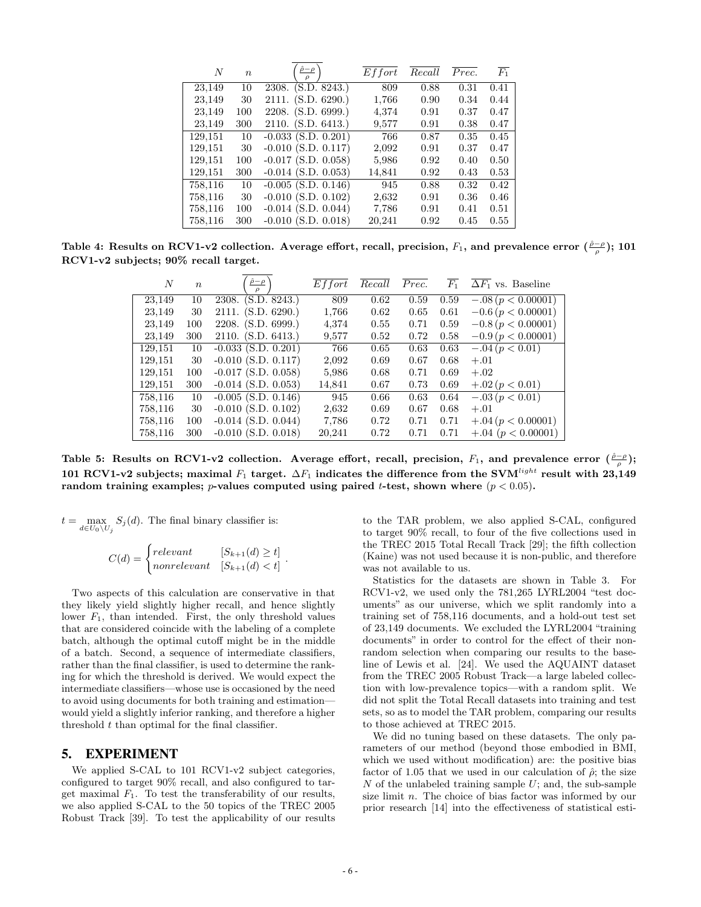| $N$ | $n$ | $\overline{\left(\frac{\hat{\rho}-\rho}{\rho}\right)}$ | $\overline{Effort}$ | $\overline{Recall}$ | $\overline{Prec.}$ | $\overline{F_1}$ |
|---|---|---|---|---|---|---|
| 23,149 | 10 | 2308. (S.D. 8243.) | 809 | 0.88 | 0.31 | 0.41 |
| 23,149 | 30 | 2111. (S.D. 6290.) | 1,766 | 0.90 | 0.34 | 0.44 |
| 23,149 | 100 | 2208. (S.D. 6999.) | 4,374 | 0.91 | 0.37 | 0.47 |
| 23,149 | 300 | 2110. (S.D. 6413.) | 9,577 | 0.91 | 0.38 | 0.47 |
| 129,151 | 10 | -0.033 (S.D. 0.201) | 766 | 0.87 | 0.35 | 0.45 |
| 129,151 | 30 | -0.010 (S.D. 0.117) | 2,092 | 0.91 | 0.37 | 0.47 |
| 129,151 | 100 | -0.017 (S.D. 0.058) | 5,986 | 0.92 | 0.40 | 0.50 |
| 129,151 | 300 | -0.014 (S.D. 0.053) | 14,841 | 0.92 | 0.43 | 0.53 |
| 758,116 | 10 | -0.005 (S.D. 0.146) | 945 | 0.88 | 0.32 | 0.42 |
| 758,116 | 30 | -0.010 (S.D. 0.102) | 2,632 | 0.91 | 0.36 | 0.46 |
| 758,116 | 100 | -0.014 (S.D. 0.044) | 7,786 | 0.91 | 0.41 | 0.51 |
| 758,116 | 300 | -0.010 (S.D. 0.018) | 20,241 | 0.92 | 0.45 | 0.55 |

**Table 4: Results on RCV1-v2 collection. Average effort, recall, precision, $F_1$, and prevalence error ($\frac{\hat{\rho}-\rho}{\rho}$); 101 RCV1-v2 subjects; 90% recall target.**

| $N$ | $n$ | $\overline{\left(\frac{\hat{\rho}-\rho}{\rho}\right)}$ | $\overline{Effort}$ | $\overline{Recall}$ | $\overline{Prec.}$ | $\overline{F_1}$ | $\overline{\Delta F_1}$ vs. Baseline |
|---|---|---|---|---|---|---|---|
| 23,149 | 10 | 2308. (S.D. 8243.) | 809 | 0.62 | 0.59 | 0.59 | $-.08\,(p < 0.00001)$ |
| 23,149 | 30 | 2111. (S.D. 6290.) | 1,766 | 0.62 | 0.65 | 0.61 | $-0.6\,(p < 0.00001)$ |
| 23,149 | 100 | 2208. (S.D. 6999.) | 4,374 | 0.55 | 0.71 | 0.59 | $-0.8\,(p < 0.00001)$ |
| 23,149 | 300 | 2110. (S.D. 6413.) | 9,577 | 0.52 | 0.72 | 0.58 | $-0.9\,(p < 0.00001)$ |
| 129,151 | 10 | -0.033 (S.D. 0.201) | 766 | 0.65 | 0.63 | 0.63 | $-.04\,(p < 0.01)$ |
| 129,151 | 30 | -0.010 (S.D. 0.117) | 2,092 | 0.69 | 0.67 | 0.68 | $+.01$ |
| 129,151 | 100 | -0.017 (S.D. 0.058) | 5,986 | 0.68 | 0.71 | 0.69 | $+.02$ |
| 129,151 | 300 | -0.014 (S.D. 0.053) | 14,841 | 0.67 | 0.73 | 0.69 | $+.02\,(p < 0.01)$ |
| 758,116 | 10 | -0.005 (S.D. 0.146) | 945 | 0.66 | 0.63 | 0.64 | $-.03\,(p < 0.01)$ |
| 758,116 | 30 | -0.010 (S.D. 0.102) | 2,632 | 0.69 | 0.67 | 0.68 | $+.01$ |
| 758,116 | 100 | -0.014 (S.D. 0.044) | 7,786 | 0.72 | 0.71 | 0.71 | $+.04\,(p < 0.00001)$ |
| 758,116 | 300 | -0.010 (S.D. 0.018) | 20,241 | 0.72 | 0.71 | 0.71 | $+.04\ (p < 0.00001)$ |

**Table 5: Results on RCV1-v2 collection. Average effort, recall, precision, $F_1$, and prevalence error ($\frac{\hat{\rho}-\rho}{\rho}$); 101 RCV1-v2 subjects; maximal $F_1$ target. $\Delta F_1$ indicates the difference from the SVM$^{light}$ result with 23,149 random training examples; $p$-values computed using paired $t$-test, shown where ($p < 0.05$).**

$t = \max_{d \in U_0 \setminus U_j} S_j(d)$. The final binary classifier is:

$$C(d) = \begin{cases} relevant & [S_{k+1}(d) \geq t] \\ nonrelevant & [S_{k+1}(d) < t] \end{cases} .$$

Two aspects of this calculation are conservative in that they likely yield slightly higher recall, and hence slightly lower $F_1$, than intended. First, the only threshold values that are considered coincide with the labeling of a complete batch, although the optimal cutoff might be in the middle of a batch. Second, a sequence of intermediate classifiers, rather than the final classifier, is used to determine the ranking for which the threshold is derived. We would expect the intermediate classifiers—whose use is occasioned by the need to avoid using documents for both training and estimation—would yield a slightly inferior ranking, and therefore a higher threshold $t$ than optimal for the final classifier.

## 5. EXPERIMENT

We applied S-CAL to 101 RCV1-v2 subject categories, configured to target 90% recall, and also configured to target maximal $F_1$. To test the transferability of our results, we also applied S-CAL to the 50 topics of the TREC 2005 Robust Track [39]. To test the applicability of our results to the TAR problem, we also applied S-CAL, configured to target 90% recall, to four of the five collections used in the TREC 2015 Total Recall Track [29]; the fifth collection (Kaine) was not used because it is non-public, and therefore was not available to us.

Statistics for the datasets are shown in Table 3. For RCV1-v2, we used only the 781,265 LYRL2004 "test documents" as our universe, which we split randomly into a training set of 758,116 documents, and a hold-out test set of 23,149 documents. We excluded the LYRL2004 "training documents" in order to control for the effect of their non-random selection when comparing our results to the baseline of Lewis et al. [24]. We used the AQUAINT dataset from the TREC 2005 Robust Track—a large labeled collection with low-prevalence topics—with a random split. We did not split the Total Recall datasets into training and test sets, so as to model the TAR problem, comparing our results to those achieved at TREC 2015.

We did no tuning based on these datasets. The only parameters of our method (beyond those embodied in BMI, which we used without modification) are: the positive bias factor of 1.05 that we used in our calculation of $\hat{\rho}$; the size $N$ of the unlabeled training sample $U$; and, the sub-sample size limit $n$. The choice of bias factor was informed by our prior research [14] into the effectiveness of statistical esti-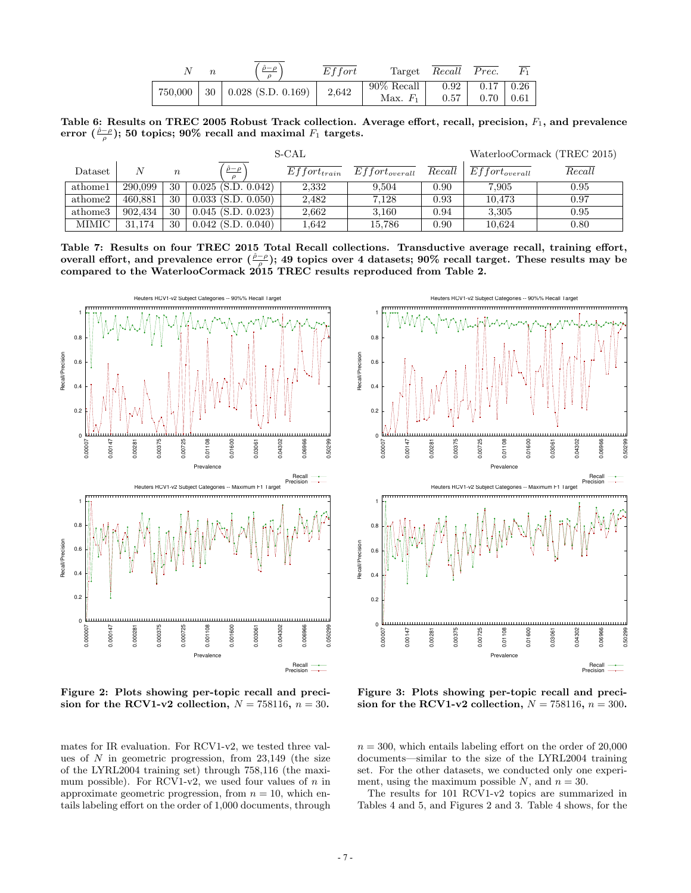| $N$ | $n$ | $\overline{\left(\frac{\hat{\rho}-\rho}{\rho}\right)}$ | $\overline{Effort}$ | Target | $\overline{Recall}$ | $\overline{Prec.}$ | $\overline{F_1}$ |
|---|---|---|---|---|---|---|---|
| 750,000 | 30 | 0.028 (S.D. 0.169) | 2,642 | 90% Recall | 0.92 | 0.17 | 0.26 |
| | | | | Max. $F_1$ | 0.57 | 0.70 | 0.61 |

**Table 6: Results on TREC 2005 Robust Track collection. Average effort, recall, precision, $F_1$, and prevalence error ($\frac{\hat{\rho}-\rho}{\rho}$); 50 topics; 90% recall and maximal $F_1$ targets.**

| | S-CAL | | | | | | WaterlooCormack (TREC 2015) | |
|---|---|---|---|---|---|---|---|---|
| Dataset | $N$ | $n$ | $\overline{\left(\frac{\hat{\rho}-\rho}{\rho}\right)}$ | $\overline{Effort_{train}}$ | $\overline{Effort_{overall}}$ | $\overline{Recall}$ | $\overline{Effort_{overall}}$ | $\overline{Recall}$ |
| athome1 | 290,099 | 30 | 0.025 (S.D. 0.042) | 2,332 | 9,504 | 0.90 | 7,905 | 0.95 |
| athome2 | 460,881 | 30 | 0.033 (S.D. 0.050) | 2,482 | 7,128 | 0.93 | 10,473 | 0.97 |
| athome3 | 902,434 | 30 | 0.045 (S.D. 0.023) | 2,662 | 3,160 | 0.94 | 3,305 | 0.95 |
| MIMIC | 31,174 | 30 | 0.042 (S.D. 0.040) | 1,642 | 15,786 | 0.90 | 10,624 | 0.80 |

**Table 7: Results on four TREC 2015 Total Recall collections. Transductive average recall, training effort, overall effort, and prevalence error ($\frac{\hat{\rho}-\rho}{\rho}$); 49 topics over 4 datasets; 90% recall target. These results may be compared to the WaterlooCormack 2015 TREC results reproduced from Table 2.**

Reuters RCV1-v2 Subject Categories -- 90%% Recall Target

Reuters RCV1-v2 Subject Categories -- Maximum F1 Target

Recall/Precision

Prevalence

Recall
Precision

**Figure 2: Plots showing per-topic recall and precision for the RCV1-v2 collection, $N = 758116$, $n = 30$.**

Reuters RCV1-v2 Subject Categories -- 90%% Recall Target

Reuters RCV1-v2 Subject Categories -- Maximum F1 Target

Recall/Precision

Prevalence

Recall
Precision

**Figure 3: Plots showing per-topic recall and precision for the RCV1-v2 collection, $N = 758116$, $n = 300$.**

mates for IR evaluation. For RCV1-v2, we tested three values of $N$ in geometric progression, from 23,149 (the size of the LYRL2004 training set) through 758,116 (the maximum possible). For RCV1-v2, we used four values of $n$ in approximate geometric progression, from $n = 10$, which entails labeling effort on the order of 1,000 documents, through $n = 300$, which entails labeling effort on the order of 20,000 documents—similar to the size of the LYRL2004 training set. For the other datasets, we conducted only one experiment, using the maximum possible $N$, and $n = 30$.

The results for 101 RCV1-v2 topics are summarized in Tables 4 and 5, and Figures 2 and 3. Table 4 shows, for the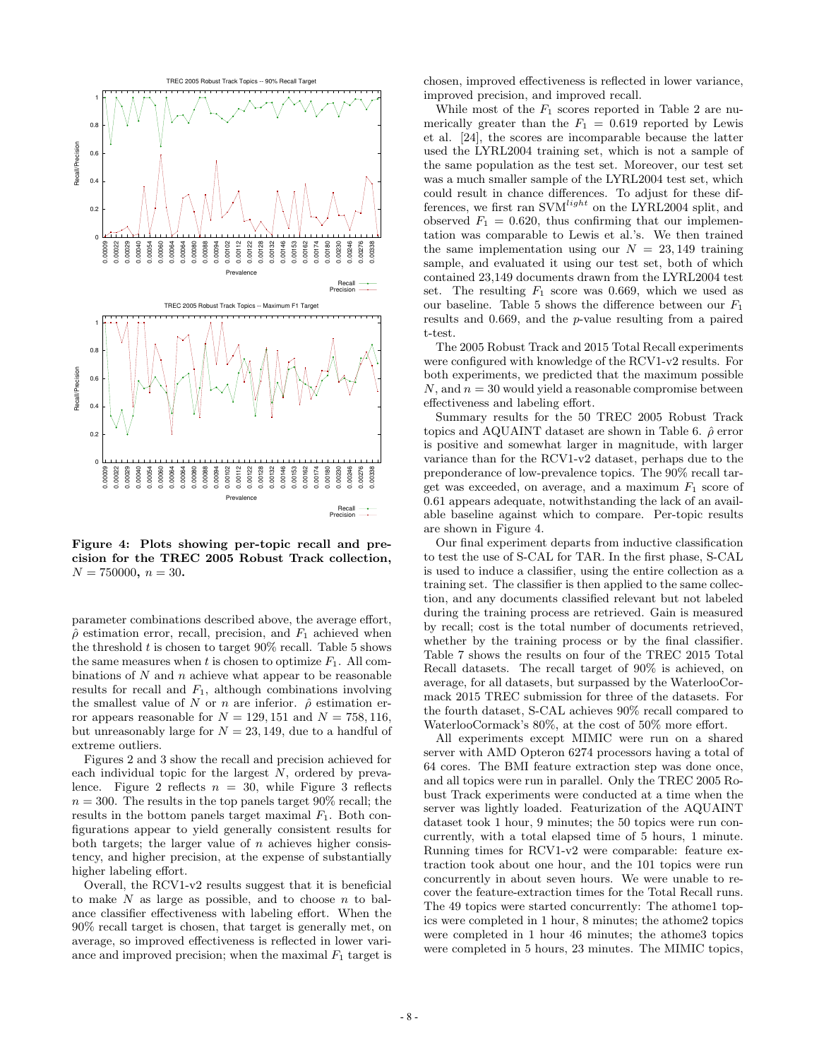**Figure 4: Plots showing per-topic recall and precision for the TREC 2005 Robust Track collection, $N = 750000$, $n = 30$.**

parameter combinations described above, the average effort, $\hat{\rho}$ estimation error, recall, precision, and $F_1$ achieved when the threshold $t$ is chosen to target 90% recall. Table 5 shows the same measures when $t$ is chosen to optimize $F_1$. All combinations of $N$ and $n$ achieve what appear to be reasonable results for recall and $F_1$, although combinations involving the smallest value of $N$ or $n$ are inferior. $\hat{\rho}$ estimation error appears reasonable for $N = 129,151$ and $N = 758,116$, but unreasonably large for $N = 23,149$, due to a handful of extreme outliers.

Figures 2 and 3 show the recall and precision achieved for each individual topic for the largest $N$, ordered by prevalence. Figure 2 reflects $n = 30$, while Figure 3 reflects $n = 300$. The results in the top panels target 90% recall; the results in the bottom panels target maximal $F_1$. Both configurations appear to yield generally consistent results for both targets; the larger value of $n$ achieves higher consistency, and higher precision, at the expense of substantially higher labeling effort.

Overall, the RCV1-v2 results suggest that it is beneficial to make $N$ as large as possible, and to choose $n$ to balance classifier effectiveness with labeling effort. When the 90% recall target is chosen, that target is generally met, on average, so improved effectiveness is reflected in lower variance and improved precision; when the maximal $F_1$ target is chosen, improved effectiveness is reflected in lower variance, improved precision, and improved recall.

While most of the $F_1$ scores reported in Table 2 are numerically greater than the $F_1 = 0.619$ reported by Lewis et al. [24], the scores are incomparable because the latter used the LYRL2004 training set, which is not a sample of the same population as the test set. Moreover, our test set was a much smaller sample of the LYRL2004 test set, which could result in chance differences. To adjust for these differences, we first ran SVM$^{light}$ on the LYRL2004 split, and observed $F_1 = 0.620$, thus confirming that our implementation was comparable to Lewis et al.'s. We then trained the same implementation using our $N = 23,149$ training sample, and evaluated it using our test set, both of which contained 23,149 documents drawn from the LYRL2004 test set. The resulting $F_1$ score was 0.669, which we used as our baseline. Table 5 shows the difference between our $F_1$ results and 0.669, and the $p$-value resulting from a paired t-test.

The 2005 Robust Track and 2015 Total Recall experiments were configured with knowledge of the RCV1-v2 results. For both experiments, we predicted that the maximum possible $N$, and $n = 30$ would yield a reasonable compromise between effectiveness and labeling effort.

Summary results for the 50 TREC 2005 Robust Track topics and AQUAINT dataset are shown in Table 6. $\hat{\rho}$ error is positive and somewhat larger in magnitude, with larger variance than for the RCV1-v2 dataset, perhaps due to the preponderance of low-prevalence topics. The 90% recall target was exceeded, on average, and a maximum $F_1$ score of 0.61 appears adequate, notwithstanding the lack of an available baseline against which to compare. Per-topic results are shown in Figure 4.

Our final experiment departs from inductive classification to test the use of S-CAL for TAR. In the first phase, S-CAL is used to induce a classifier, using the entire collection as a training set. The classifier is then applied to the same collection, and any documents classified relevant but not labeled during the training process are retrieved. Gain is measured by recall; cost is the total number of documents retrieved, whether by the training process or by the final classifier. Table 7 shows the results on four of the TREC 2015 Total Recall datasets. The recall target of 90% is achieved, on average, for all datasets, but surpassed by the WaterlooCormack 2015 TREC submission for three of the datasets. For the fourth dataset, S-CAL achieves 90% recall compared to WaterlooCormack's 80%, at the cost of 50% more effort.

All experiments except MIMIC were run on a shared server with AMD Opteron 6274 processors having a total of 64 cores. The BMI feature extraction step was done once, and all topics were run in parallel. Only the TREC 2005 Robust Track experiments were conducted at a time when the server was lightly loaded. Featurization of the AQUAINT dataset took 1 hour, 9 minutes; the 50 topics were run concurrently, with a total elapsed time of 5 hours, 1 minute. Running times for RCV1-v2 were comparable: feature extraction took about one hour, and the 101 topics were run concurrently in about seven hours. We were unable to recover the feature-extraction times for the Total Recall runs. The 49 topics were started concurrently: The athome1 topics were completed in 1 hour, 8 minutes; the athome2 topics were completed in 1 hour 46 minutes; the athome3 topics were completed in 5 hours, 23 minutes. The MIMIC topics,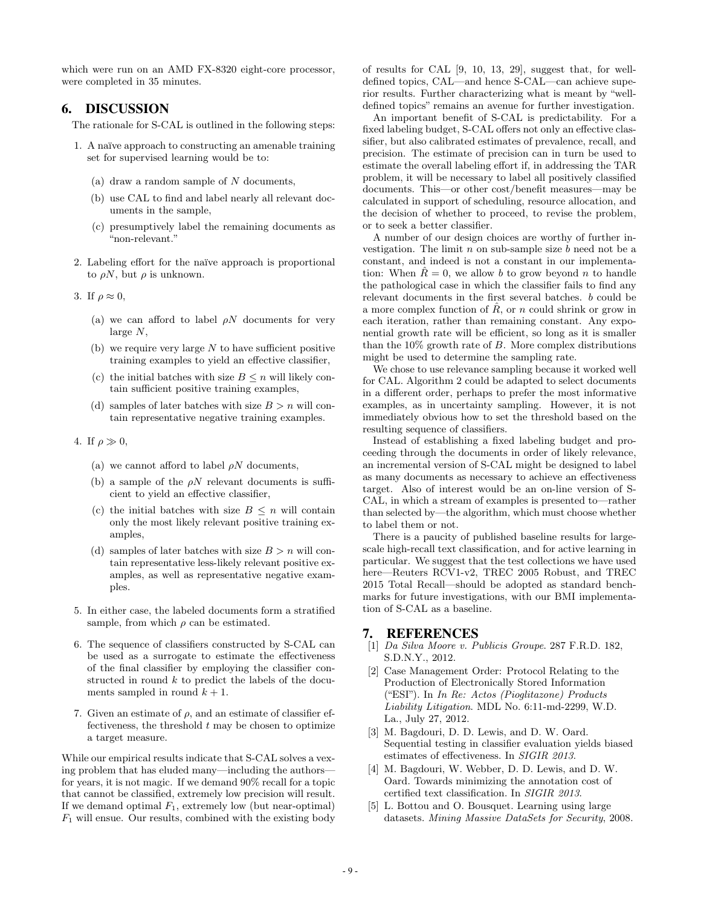which were run on an AMD FX-8320 eight-core processor, were completed in 35 minutes.

## 6. DISCUSSION

The rationale for S-CAL is outlined in the following steps:

1. A naïve approach to constructing an amenable training set for supervised learning would be to:
   (a) draw a random sample of $N$ documents,
   (b) use CAL to find and label nearly all relevant documents in the sample,
   (c) presumptively label the remaining documents as "non-relevant."
2. Labeling effort for the naïve approach is proportional to $\rho N$, but $\rho$ is unknown.
3. If $\rho \approx 0$,
   (a) we can afford to label $\rho N$ documents for very large $N$,
   (b) we require very large $N$ to have sufficient positive training examples to yield an effective classifier,
   (c) the initial batches with size $B \leq n$ will likely contain sufficient positive training examples,
   (d) samples of later batches with size $B > n$ will contain representative negative training examples.
4. If $\rho \gg 0$,
   (a) we cannot afford to label $\rho N$ documents,
   (b) a sample of the $\rho N$ relevant documents is sufficient to yield an effective classifier,
   (c) the initial batches with size $B \leq n$ will contain only the most likely relevant positive training examples,
   (d) samples of later batches with size $B > n$ will contain representative less-likely relevant positive examples, as well as representative negative examples.
5. In either case, the labeled documents form a stratified sample, from which $\rho$ can be estimated.
6. The sequence of classifiers constructed by S-CAL can be used as a surrogate to estimate the effectiveness of the final classifier by employing the classifier constructed in round $k$ to predict the labels of the documents sampled in round $k+1$.
7. Given an estimate of $\rho$, and an estimate of classifier effectiveness, the threshold $t$ may be chosen to optimize a target measure.

While our empirical results indicate that S-CAL solves a vexing problem that has eluded many—including the authors—for years, it is not magic. If we demand 90% recall for a topic that cannot be classified, extremely low precision will result. If we demand optimal $F_1$, extremely low (but near-optimal) $F_1$ will ensue. Our results, combined with the existing body of results for CAL [9, 10, 13, 29], suggest that, for well-defined topics, CAL—and hence S-CAL—can achieve superior results. Further characterizing what is meant by "well-defined topics" remains an avenue for further investigation.

An important benefit of S-CAL is predictability. For a fixed labeling budget, S-CAL offers not only an effective classifier, but also calibrated estimates of prevalence, recall, and precision. The estimate of precision can in turn be used to estimate the overall labeling effort if, in addressing the TAR problem, it will be necessary to label all positively classified documents. This—or other cost/benefit measures—may be calculated in support of scheduling, resource allocation, and the decision of whether to proceed, to revise the problem, or to seek a better classifier.

A number of our design choices are worthy of further investigation. The limit $n$ on sub-sample size $b$ need not be a constant, and indeed is not a constant in our implementation: When $\hat{R} = 0$, we allow $b$ to grow beyond $n$ to handle the pathological case in which the classifier fails to find any relevant documents in the first several batches. $b$ could be a more complex function of $\hat{R}$, or $n$ could shrink or grow in each iteration, rather than remaining constant. Any exponential growth rate will be efficient, so long as it is smaller than the 10% growth rate of $B$. More complex distributions might be used to determine the sampling rate.

We chose to use relevance sampling because it worked well for CAL. Algorithm 2 could be adapted to select documents in a different order, perhaps to prefer the most informative examples, as in uncertainty sampling. However, it is not immediately obvious how to set the threshold based on the resulting sequence of classifiers.

Instead of establishing a fixed labeling budget and proceeding through the documents in order of likely relevance, an incremental version of S-CAL might be designed to label as many documents as necessary to achieve an effectiveness target. Also of interest would be an on-line version of S-CAL, in which a stream of examples is presented to—rather than selected by—the algorithm, which must choose whether to label them or not.

There is a paucity of published baseline results for large-scale high-recall text classification, and for active learning in particular. We suggest that the test collections we have used here—Reuters RCV1-v2, TREC 2005 Robust, and TREC 2015 Total Recall—should be adopted as standard benchmarks for future investigations, with our BMI implementation of S-CAL as a baseline.

## 7. REFERENCES

[1] *Da Silva Moore v. Publicis Groupe*. 287 F.R.D. 182, S.D.N.Y., 2012.

[2] Case Management Order: Protocol Relating to the Production of Electronically Stored Information ("ESI"). In *In Re: Actos (Pioglitazone) Products Liability Litigation*. MDL No. 6:11-md-2299, W.D. La., July 27, 2012.

[3] M. Bagdouri, D. D. Lewis, and D. W. Oard. Sequential testing in classifier evaluation yields biased estimates of effectiveness. In *SIGIR 2013*.

[4] M. Bagdouri, W. Webber, D. D. Lewis, and D. W. Oard. Towards minimizing the annotation cost of certified text classification. In *SIGIR 2013*.

[5] L. Bottou and O. Bousquet. Learning using large datasets. *Mining Massive DataSets for Security*, 2008.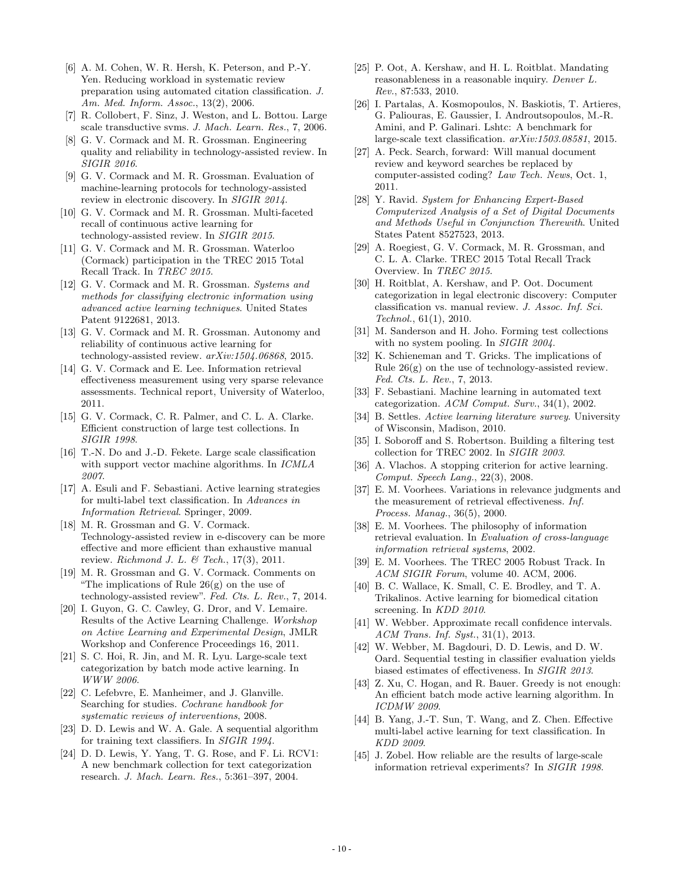[6] A. M. Cohen, W. R. Hersh, K. Peterson, and P.-Y. Yen. Reducing workload in systematic review preparation using automated citation classification. *J. Am. Med. Inform. Assoc.*, 13(2), 2006.

[7] R. Collobert, F. Sinz, J. Weston, and L. Bottou. Large scale transductive svms. *J. Mach. Learn. Res.*, 7, 2006.

[8] G. V. Cormack and M. R. Grossman. Engineering quality and reliability in technology-assisted review. In *SIGIR 2016*.

[9] G. V. Cormack and M. R. Grossman. Evaluation of machine-learning protocols for technology-assisted review in electronic discovery. In *SIGIR 2014*.

[10] G. V. Cormack and M. R. Grossman. Multi-faceted recall of continuous active learning for technology-assisted review. In *SIGIR 2015*.

[11] G. V. Cormack and M. R. Grossman. Waterloo (Cormack) participation in the TREC 2015 Total Recall Track. In *TREC 2015.*

[12] G. V. Cormack and M. R. Grossman. *Systems and methods for classifying electronic information using advanced active learning techniques*. United States Patent 9122681, 2013.

[13] G. V. Cormack and M. R. Grossman. Autonomy and reliability of continuous active learning for technology-assisted review. *arXiv:1504.06868*, 2015.

[14] G. V. Cormack and E. Lee. Information retrieval effectiveness measurement using very sparse relevance assessments. Technical report, University of Waterloo, 2011.

[15] G. V. Cormack, C. R. Palmer, and C. L. A. Clarke. Efficient construction of large test collections. In *SIGIR 1998*.

[16] T.-N. Do and J.-D. Fekete. Large scale classification with support vector machine algorithms. In *ICMLA 2007*.

[17] A. Esuli and F. Sebastiani. Active learning strategies for multi-label text classification. In *Advances in Information Retrieval*. Springer, 2009.

[18] M. R. Grossman and G. V. Cormack. Technology-assisted review in e-discovery can be more effective and more efficient than exhaustive manual review. *Richmond J. L. & Tech.*, 17(3), 2011.

[19] M. R. Grossman and G. V. Cormack. Comments on "The implications of Rule 26(g) on the use of technology-assisted review". *Fed. Cts. L. Rev.*, 7, 2014.

[20] I. Guyon, G. C. Cawley, G. Dror, and V. Lemaire. Results of the Active Learning Challenge. *Workshop on Active Learning and Experimental Design*, JMLR Workshop and Conference Proceedings 16, 2011.

[21] S. C. Hoi, R. Jin, and M. R. Lyu. Large-scale text categorization by batch mode active learning. In *WWW 2006*.

[22] C. Lefebvre, E. Manheimer, and J. Glanville. Searching for studies. *Cochrane handbook for systematic reviews of interventions*, 2008.

[23] D. D. Lewis and W. A. Gale. A sequential algorithm for training text classifiers. In *SIGIR 1994*.

[24] D. D. Lewis, Y. Yang, T. G. Rose, and F. Li. RCV1: A new benchmark collection for text categorization research. *J. Mach. Learn. Res.*, 5:361–397, 2004.

[25] P. Oot, A. Kershaw, and H. L. Roitblat. Mandating reasonableness in a reasonable inquiry. *Denver L. Rev.*, 87:533, 2010.

[26] I. Partalas, A. Kosmopoulos, N. Baskiotis, T. Artieres, G. Paliouras, E. Gaussier, I. Androutsopoulos, M.-R. Amini, and P. Galinari. Lshtc: A benchmark for large-scale text classification. *arXiv:1503.08581*, 2015.

[27] A. Peck. Search, forward: Will manual document review and keyword searches be replaced by computer-assisted coding? *Law Tech. News*, Oct. 1, 2011.

[28] Y. Ravid. *System for Enhancing Expert-Based Computerized Analysis of a Set of Digital Documents and Methods Useful in Conjunction Therewith*. United States Patent 8527523, 2013.

[29] A. Roegiest, G. V. Cormack, M. R. Grossman, and C. L. A. Clarke. TREC 2015 Total Recall Track Overview. In *TREC 2015.*

[30] H. Roitblat, A. Kershaw, and P. Oot. Document categorization in legal electronic discovery: Computer classification vs. manual review. *J. Assoc. Inf. Sci. Technol.*, 61(1), 2010.

[31] M. Sanderson and H. Joho. Forming test collections with no system pooling. In *SIGIR 2004*.

[32] K. Schieneman and T. Gricks. The implications of Rule 26(g) on the use of technology-assisted review. *Fed. Cts. L. Rev.*, 7, 2013.

[33] F. Sebastiani. Machine learning in automated text categorization. *ACM Comput. Surv.*, 34(1), 2002.

[34] B. Settles. *Active learning literature survey*. University of Wisconsin, Madison, 2010.

[35] I. Soboroff and S. Robertson. Building a filtering test collection for TREC 2002. In *SIGIR 2003*.

[36] A. Vlachos. A stopping criterion for active learning. *Comput. Speech Lang.*, 22(3), 2008.

[37] E. M. Voorhees. Variations in relevance judgments and the measurement of retrieval effectiveness. *Inf. Process. Manag.*, 36(5), 2000.

[38] E. M. Voorhees. The philosophy of information retrieval evaluation. In *Evaluation of cross-language information retrieval systems*, 2002.

[39] E. M. Voorhees. The TREC 2005 Robust Track. In *ACM SIGIR Forum*, volume 40. ACM, 2006.

[40] B. C. Wallace, K. Small, C. E. Brodley, and T. A. Trikalinos. Active learning for biomedical citation screening. In *KDD 2010*.

[41] W. Webber. Approximate recall confidence intervals. *ACM Trans. Inf. Syst.*, 31(1), 2013.

[42] W. Webber, M. Bagdouri, D. D. Lewis, and D. W. Oard. Sequential testing in classifier evaluation yields biased estimates of effectiveness. In *SIGIR 2013*.

[43] Z. Xu, C. Hogan, and R. Bauer. Greedy is not enough: An efficient batch mode active learning algorithm. In *ICDMW 2009*.

[44] B. Yang, J.-T. Sun, T. Wang, and Z. Chen. Effective multi-label active learning for text classification. In *KDD 2009*.

[45] J. Zobel. How reliable are the results of large-scale information retrieval experiments? In *SIGIR 1998*.